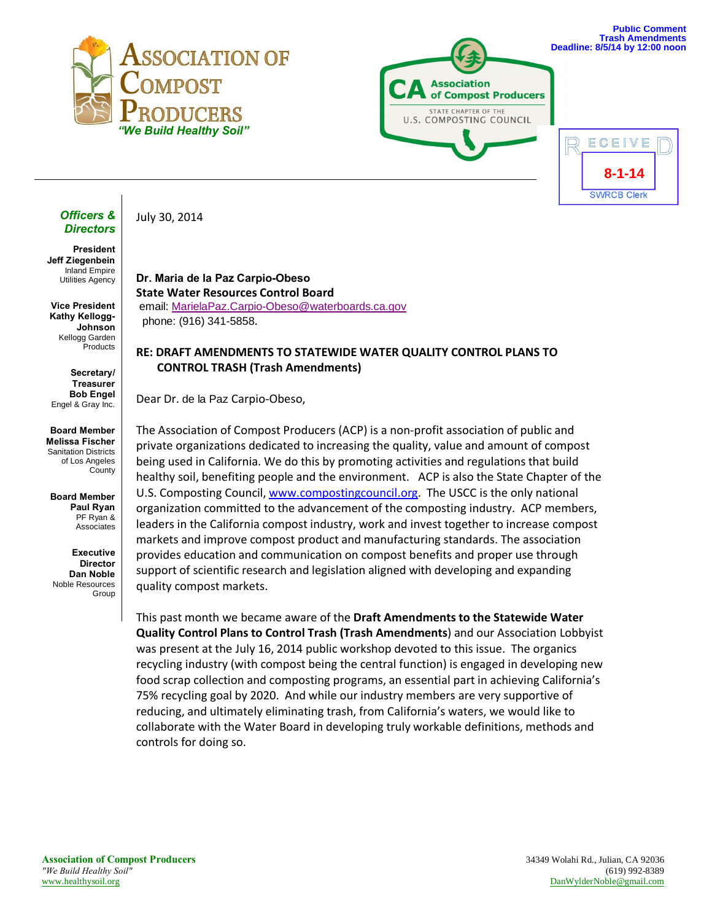Public Comment
Trash Amendments
Deadline: 8/5/14 by 12:00 noon

# Association of Compost Producers

*"We Build Healthy Soil"*

CA Association of Compost Producers
STATE CHAPTER OF THE U.S. COMPOSTING COUNCIL

RECEIVED
8-1-14
SWRCB Clerk

**Officers & Directors**

**President**
**Jeff Ziegenbein**
Inland Empire Utilities Agency

**Vice President**
**Kathy Kellogg-Johnson**
Kellogg Garden Products

**Secretary/ Treasurer**
**Bob Engel**
Engel & Gray Inc.

**Board Member**
**Melissa Fischer**
Sanitation Districts of Los Angeles County

**Board Member**
**Paul Ryan**
PF Ryan & Associates

**Executive Director**
**Dan Noble**
Noble Resources Group

July 30, 2014

**Dr. Maria de la Paz Carpio-Obeso**
**State Water Resources Control Board**
email: MarielaPaz.Carpio-Obeso@waterboards.ca.gov
phone: (916) 341-5858.

**RE: DRAFT AMENDMENTS TO STATEWIDE WATER QUALITY CONTROL PLANS TO CONTROL TRASH (Trash Amendments)**

Dear Dr. de la Paz Carpio-Obeso,

The Association of Compost Producers (ACP) is a non-profit association of public and private organizations dedicated to increasing the quality, value and amount of compost being used in California. We do this by promoting activities and regulations that build healthy soil, benefiting people and the environment. ACP is also the State Chapter of the U.S. Composting Council, www.compostingcouncil.org. The USCC is the only national organization committed to the advancement of the composting industry. ACP members, leaders in the California compost industry, work and invest together to increase compost markets and improve compost product and manufacturing standards. The association provides education and communication on compost benefits and proper use through support of scientific research and legislation aligned with developing and expanding quality compost markets.

This past month we became aware of the **Draft Amendments to the Statewide Water Quality Control Plans to Control Trash (Trash Amendments**) and our Association Lobbyist was present at the July 16, 2014 public workshop devoted to this issue. The organics recycling industry (with compost being the central function) is engaged in developing new food scrap collection and composting programs, an essential part in achieving California's 75% recycling goal by 2020. And while our industry members are very supportive of reducing, and ultimately eliminating trash, from California's waters, we would like to collaborate with the Water Board in developing truly workable definitions, methods and controls for doing so.

**Association of Compost Producers**
*"We Build Healthy Soil"*
www.healthysoil.org

34349 Wolahi Rd., Julian, CA 92036
(619) 992-8389
DanWylderNoble@gmail.com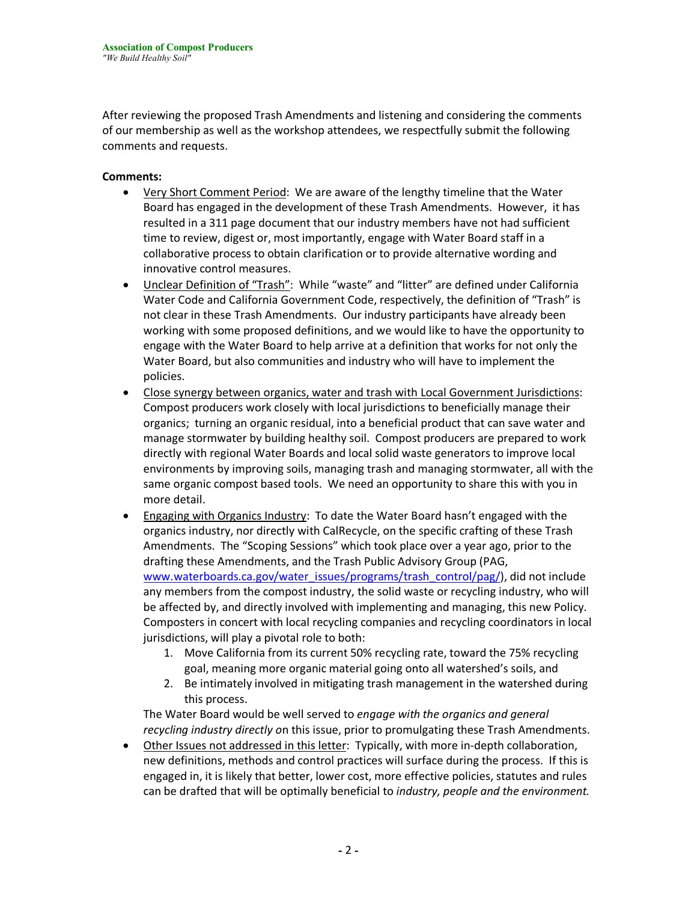**Association of Compost Producers**
*"We Build Healthy Soil"*

After reviewing the proposed Trash Amendments and listening and considering the comments of our membership as well as the workshop attendees, we respectfully submit the following comments and requests.

**Comments:**

- Very Short Comment Period: We are aware of the lengthy timeline that the Water Board has engaged in the development of these Trash Amendments. However, it has resulted in a 311 page document that our industry members have not had sufficient time to review, digest or, most importantly, engage with Water Board staff in a collaborative process to obtain clarification or to provide alternative wording and innovative control measures.
- Unclear Definition of "Trash": While "waste" and "litter" are defined under California Water Code and California Government Code, respectively, the definition of "Trash" is not clear in these Trash Amendments. Our industry participants have already been working with some proposed definitions, and we would like to have the opportunity to engage with the Water Board to help arrive at a definition that works for not only the Water Board, but also communities and industry who will have to implement the policies.
- Close synergy between organics, water and trash with Local Government Jurisdictions: Compost producers work closely with local jurisdictions to beneficially manage their organics; turning an organic residual, into a beneficial product that can save water and manage stormwater by building healthy soil. Compost producers are prepared to work directly with regional Water Boards and local solid waste generators to improve local environments by improving soils, managing trash and managing stormwater, all with the same organic compost based tools. We need an opportunity to share this with you in more detail.
- Engaging with Organics Industry: To date the Water Board hasn't engaged with the organics industry, nor directly with CalRecycle, on the specific crafting of these Trash Amendments. The "Scoping Sessions" which took place over a year ago, prior to the drafting these Amendments, and the Trash Public Advisory Group (PAG, www.waterboards.ca.gov/water_issues/programs/trash_control/pag/), did not include any members from the compost industry, the solid waste or recycling industry, who will be affected by, and directly involved with implementing and managing, this new Policy. Composters in concert with local recycling companies and recycling coordinators in local jurisdictions, will play a pivotal role to both:
  1. Move California from its current 50% recycling rate, toward the 75% recycling goal, meaning more organic material going onto all watershed's soils, and
  2. Be intimately involved in mitigating trash management in the watershed during this process.

  The Water Board would be well served to *engage with the organics and general recycling industry directly o*n this issue, prior to promulgating these Trash Amendments.
- Other Issues not addressed in this letter: Typically, with more in-depth collaboration, new definitions, methods and control practices will surface during the process. If this is engaged in, it is likely that better, lower cost, more effective policies, statutes and rules can be drafted that will be optimally beneficial to *industry, people and the environment.*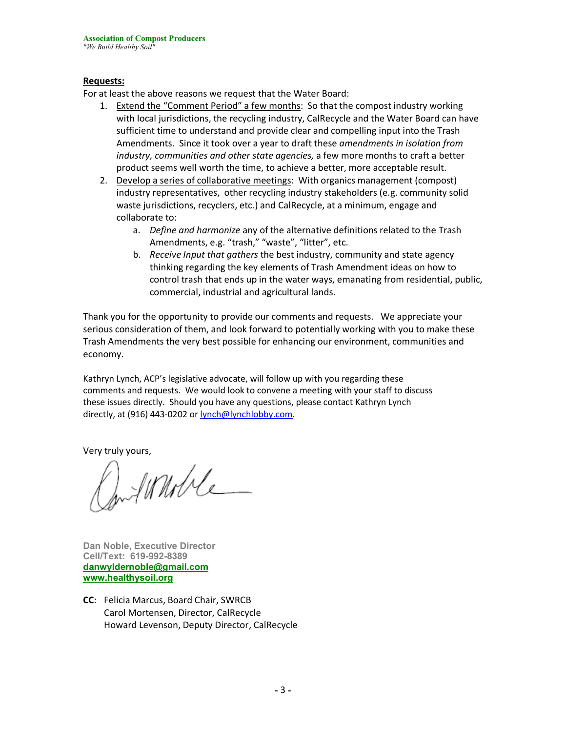**Requests:**

For at least the above reasons we request that the Water Board:

1. Extend the "Comment Period" a few months: So that the compost industry working with local jurisdictions, the recycling industry, CalRecycle and the Water Board can have sufficient time to understand and provide clear and compelling input into the Trash Amendments. Since it took over a year to draft these *amendments in isolation from industry, communities and other state agencies,* a few more months to craft a better product seems well worth the time, to achieve a better, more acceptable result.
2. Develop a series of collaborative meetings: With organics management (compost) industry representatives, other recycling industry stakeholders (e.g. community solid waste jurisdictions, recyclers, etc.) and CalRecycle, at a minimum, engage and collaborate to:
    a. *Define and harmonize* any of the alternative definitions related to the Trash Amendments, e.g. "trash," "waste", "litter", etc.
    b. *Receive Input that gathers* the best industry, community and state agency thinking regarding the key elements of Trash Amendment ideas on how to control trash that ends up in the water ways, emanating from residential, public, commercial, industrial and agricultural lands.

Thank you for the opportunity to provide our comments and requests. We appreciate your serious consideration of them, and look forward to potentially working with you to make these Trash Amendments the very best possible for enhancing our environment, communities and economy.

Kathryn Lynch, ACP's legislative advocate, will follow up with you regarding these comments and requests. We would look to convene a meeting with your staff to discuss these issues directly. Should you have any questions, please contact Kathryn Lynch directly, at (916) 443-0202 or lynch@lynchlobby.com.

Very truly yours,

**Dan Noble, Executive Director**
**Cell/Text: 619-992-8389**
**danwyldernoble@gmail.com**
**www.healthysoil.org**

**CC**: Felicia Marcus, Board Chair, SWRCB
Carol Mortensen, Director, CalRecycle
Howard Levenson, Deputy Director, CalRecycle